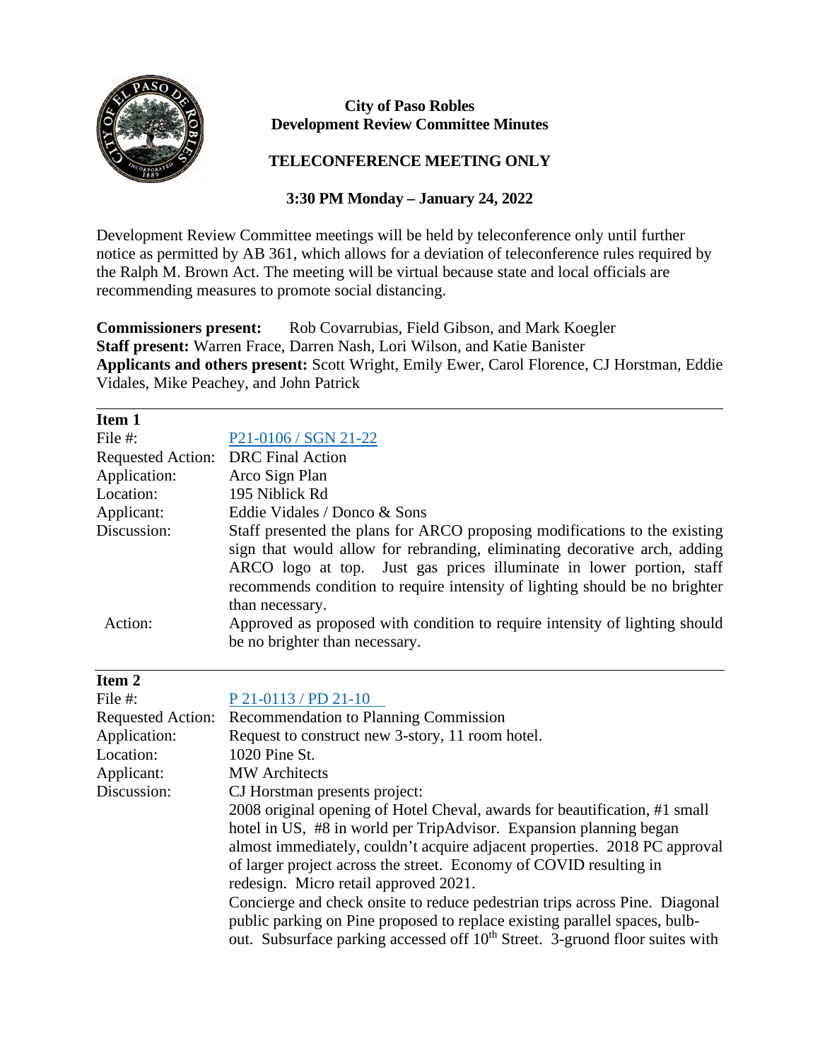**City of Paso Robles**
**Development Review Committee Minutes**

**TELECONFERENCE MEETING ONLY**

**3:30 PM Monday – January 24, 2022**

Development Review Committee meetings will be held by teleconference only until further notice as permitted by AB 361, which allows for a deviation of teleconference rules required by the Ralph M. Brown Act. The meeting will be virtual because state and local officials are recommending measures to promote social distancing.

**Commissioners present:** Rob Covarrubias, Field Gibson, and Mark Koegler
**Staff present:** Warren Frace, Darren Nash, Lori Wilson, and Katie Banister
**Applicants and others present:** Scott Wright, Emily Ewer, Carol Florence, CJ Horstman, Eddie Vidales, Mike Peachey, and John Patrick

---

**Item 1**

| | |
|---|---|
| File #: | P21-0106 / SGN 21-22 |
| Requested Action: | DRC Final Action |
| Application: | Arco Sign Plan |
| Location: | 195 Niblick Rd |
| Applicant: | Eddie Vidales / Donco & Sons |
| Discussion: | Staff presented the plans for ARCO proposing modifications to the existing sign that would allow for rebranding, eliminating decorative arch, adding ARCO logo at top. Just gas prices illuminate in lower portion, staff recommends condition to require intensity of lighting should be no brighter than necessary. |
| Action: | Approved as proposed with condition to require intensity of lighting should be no brighter than necessary. |

---

**Item 2**

| | |
|---|---|
| File #: | P 21-0113 / PD 21-10 |
| Requested Action: | Recommendation to Planning Commission |
| Application: | Request to construct new 3-story, 11 room hotel. |
| Location: | 1020 Pine St. |
| Applicant: | MW Architects |
| Discussion: | CJ Horstman presents project:<br>2008 original opening of Hotel Cheval, awards for beautification, #1 small hotel in US, #8 in world per TripAdvisor. Expansion planning began almost immediately, couldn't acquire adjacent properties. 2018 PC approval of larger project across the street. Economy of COVID resulting in redesign. Micro retail approved 2021.<br>Concierge and check onsite to reduce pedestrian trips across Pine. Diagonal public parking on Pine proposed to replace existing parallel spaces, bulb-out. Subsurface parking accessed off 10th Street. 3-gruond floor suites with |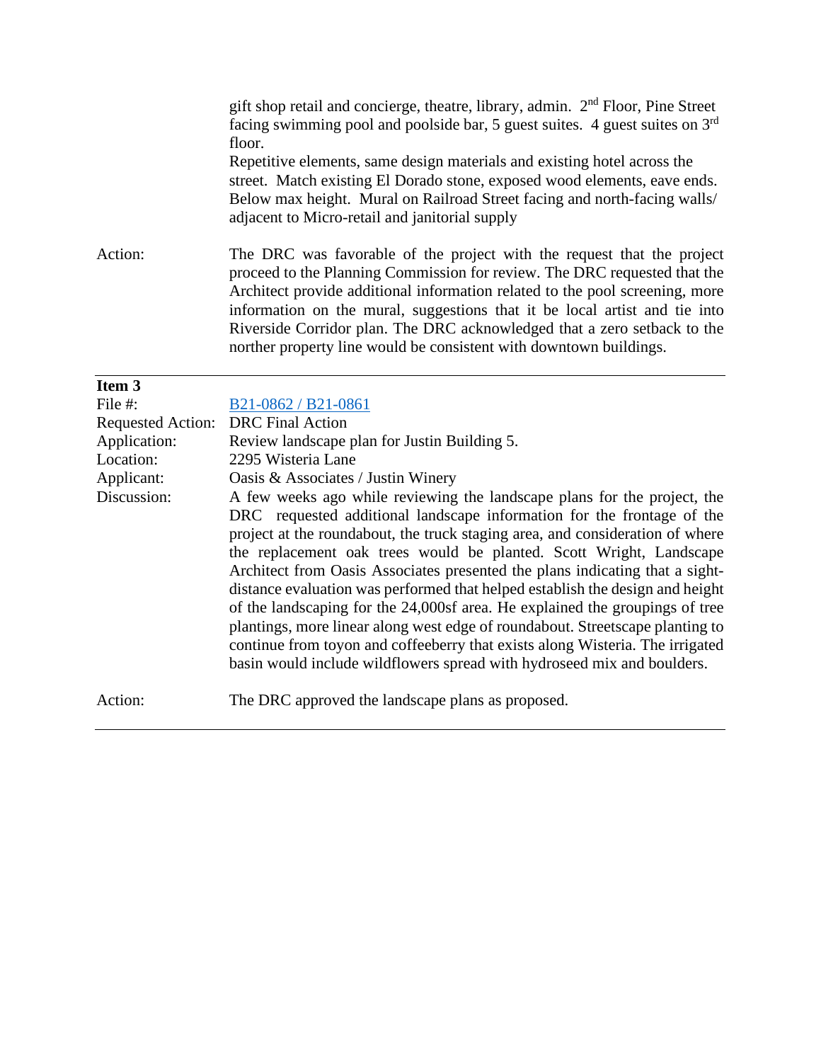gift shop retail and concierge, theatre, library, admin. 2nd Floor, Pine Street facing swimming pool and poolside bar, 5 guest suites. 4 guest suites on 3rd floor.
Repetitive elements, same design materials and existing hotel across the street. Match existing El Dorado stone, exposed wood elements, eave ends. Below max height. Mural on Railroad Street facing and north-facing walls/ adjacent to Micro-retail and janitorial supply

| | |
|---|---|
| Action: | The DRC was favorable of the project with the request that the project proceed to the Planning Commission for review. The DRC requested that the Architect provide additional information related to the pool screening, more information on the mural, suggestions that it be local artist and tie into Riverside Corridor plan. The DRC acknowledged that a zero setback to the norther property line would be consistent with downtown buildings. |

**Item 3**

| | |
|---|---|
| File #: | B21-0862 / B21-0861 |
| Requested Action: | DRC Final Action |
| Application: | Review landscape plan for Justin Building 5. |
| Location: | 2295 Wisteria Lane |
| Applicant: | Oasis & Associates / Justin Winery |
| Discussion: | A few weeks ago while reviewing the landscape plans for the project, the DRC requested additional landscape information for the frontage of the project at the roundabout, the truck staging area, and consideration of where the replacement oak trees would be planted. Scott Wright, Landscape Architect from Oasis Associates presented the plans indicating that a sight-distance evaluation was performed that helped establish the design and height of the landscaping for the 24,000sf area. He explained the groupings of tree plantings, more linear along west edge of roundabout. Streetscape planting to continue from toyon and coffeeberry that exists along Wisteria. The irrigated basin would include wildflowers spread with hydroseed mix and boulders. |
| Action: | The DRC approved the landscape plans as proposed. |